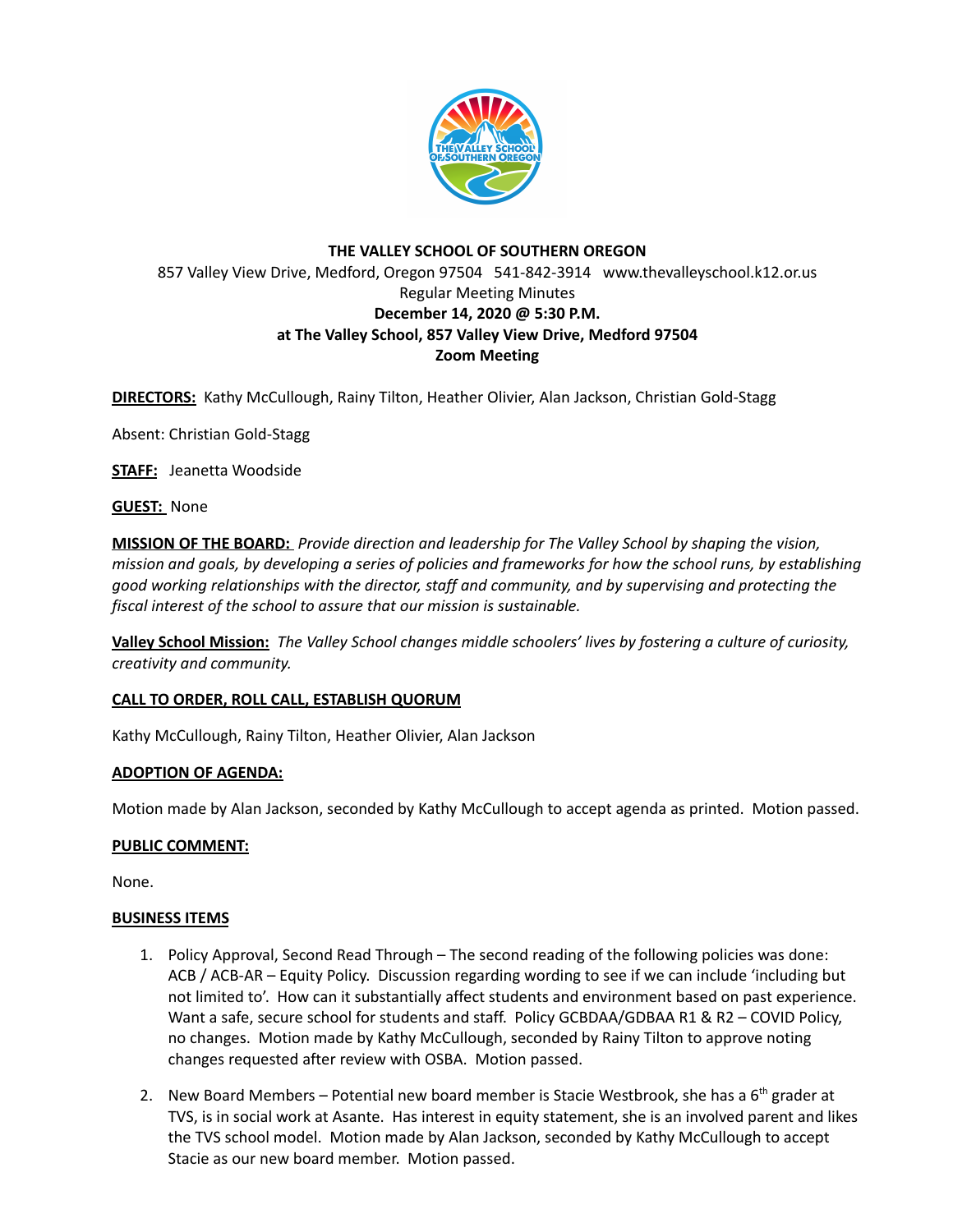**THE VALLEY SCHOOL OF SOUTHERN OREGON**
857 Valley View Drive, Medford, Oregon 97504 541-842-3914 www.thevalleyschool.k12.or.us
Regular Meeting Minutes
**December 14, 2020 @ 5:30 P.M.**
**at The Valley School, 857 Valley View Drive, Medford 97504**
**Zoom Meeting**

**DIRECTORS:** Kathy McCullough, Rainy Tilton, Heather Olivier, Alan Jackson, Christian Gold-Stagg

Absent: Christian Gold-Stagg

**STAFF:** Jeanetta Woodside

**GUEST:** None

**MISSION OF THE BOARD:** *Provide direction and leadership for The Valley School by shaping the vision, mission and goals, by developing a series of policies and frameworks for how the school runs, by establishing good working relationships with the director, staff and community, and by supervising and protecting the fiscal interest of the school to assure that our mission is sustainable.*

**Valley School Mission:** *The Valley School changes middle schoolers' lives by fostering a culture of curiosity, creativity and community.*

**CALL TO ORDER, ROLL CALL, ESTABLISH QUORUM**

Kathy McCullough, Rainy Tilton, Heather Olivier, Alan Jackson

**ADOPTION OF AGENDA:**

Motion made by Alan Jackson, seconded by Kathy McCullough to accept agenda as printed. Motion passed.

**PUBLIC COMMENT:**

None.

**BUSINESS ITEMS**

1. Policy Approval, Second Read Through – The second reading of the following policies was done: ACB / ACB-AR – Equity Policy. Discussion regarding wording to see if we can include 'including but not limited to'. How can it substantially affect students and environment based on past experience. Want a safe, secure school for students and staff. Policy GCBDAA/GDBAA R1 & R2 – COVID Policy, no changes. Motion made by Kathy McCullough, seconded by Rainy Tilton to approve noting changes requested after review with OSBA. Motion passed.

2. New Board Members – Potential new board member is Stacie Westbrook, she has a 6th grader at TVS, is in social work at Asante. Has interest in equity statement, she is an involved parent and likes the TVS school model. Motion made by Alan Jackson, seconded by Kathy McCullough to accept Stacie as our new board member. Motion passed.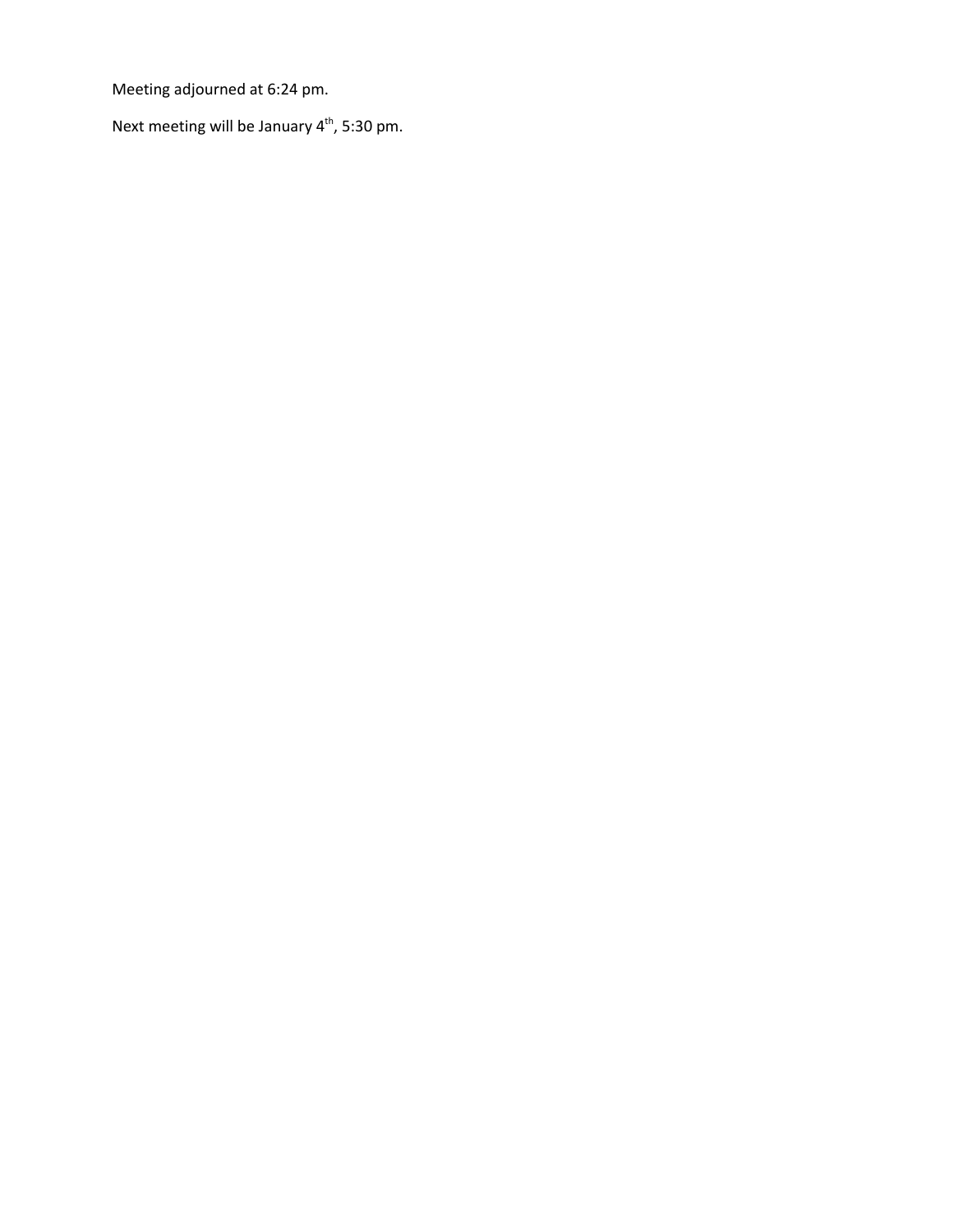Meeting adjourned at 6:24 pm.

Next meeting will be January 4th, 5:30 pm.